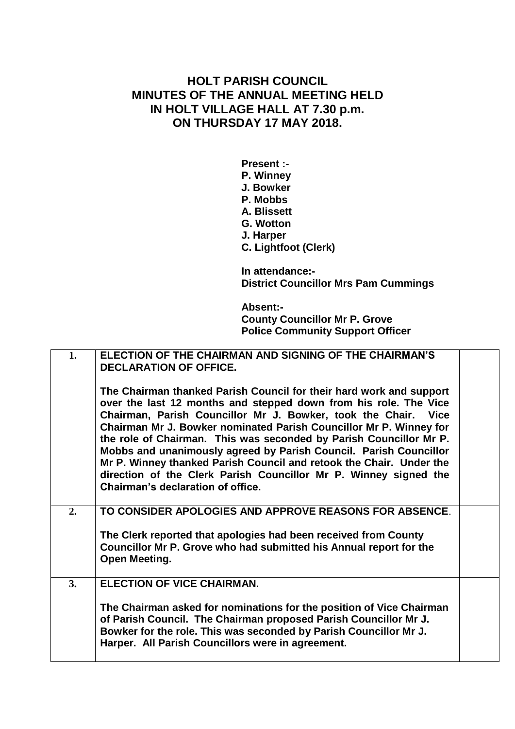# HOLT PARISH COUNCIL
# MINUTES OF THE ANNUAL MEETING HELD IN HOLT VILLAGE HALL AT 7.30 p.m. ON THURSDAY 17 MAY 2018.

**Present :-**
**P. Winney**
**J. Bowker**
**P. Mobbs**
**A. Blissett**
**G. Wotton**
**J. Harper**
**C. Lightfoot (Clerk)**

**In attendance:-**
**District Councillor Mrs Pam Cummings**

**Absent:-**
**County Councillor Mr P. Grove**
**Police Community Support Officer**

| | | |
|---|---|---|
| **1.** | **ELECTION OF THE CHAIRMAN AND SIGNING OF THE CHAIRMAN'S DECLARATION OF OFFICE.**<br><br>**The Chairman thanked Parish Council for their hard work and support over the last 12 months and stepped down from his role. The Vice Chairman, Parish Councillor Mr J. Bowker, took the Chair. Vice Chairman Mr J. Bowker nominated Parish Councillor Mr P. Winney for the role of Chairman. This was seconded by Parish Councillor Mr P. Mobbs and unanimously agreed by Parish Council. Parish Councillor Mr P. Winney thanked Parish Council and retook the Chair. Under the direction of the Clerk Parish Councillor Mr P. Winney signed the Chairman's declaration of office.** | |
| **2.** | **TO CONSIDER APOLOGIES AND APPROVE REASONS FOR ABSENCE.**<br><br>**The Clerk reported that apologies had been received from County Councillor Mr P. Grove who had submitted his Annual report for the Open Meeting.** | |
| **3.** | **ELECTION OF VICE CHAIRMAN.**<br><br>**The Chairman asked for nominations for the position of Vice Chairman of Parish Council. The Chairman proposed Parish Councillor Mr J. Bowker for the role. This was seconded by Parish Councillor Mr J. Harper. All Parish Councillors were in agreement.** | |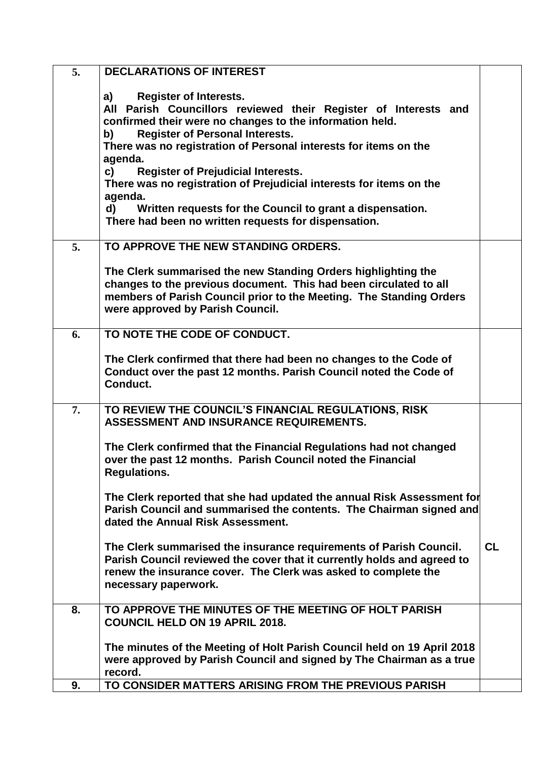| | | |
|---|---|---|
| 5. | **DECLARATIONS OF INTEREST**<br><br>**a) Register of Interests.**<br>**All Parish Councillors reviewed their Register of Interests and confirmed their were no changes to the information held.**<br>**b) Register of Personal Interests.**<br>**There was no registration of Personal interests for items on the agenda.**<br>**c) Register of Prejudicial Interests.**<br>**There was no registration of Prejudicial interests for items on the agenda.**<br>**d) Written requests for the Council to grant a dispensation.**<br>**There had been no written requests for dispensation.** | |
| 5. | **TO APPROVE THE NEW STANDING ORDERS.**<br><br>**The Clerk summarised the new Standing Orders highlighting the changes to the previous document. This had been circulated to all members of Parish Council prior to the Meeting. The Standing Orders were approved by Parish Council.** | |
| 6. | **TO NOTE THE CODE OF CONDUCT.**<br><br>**The Clerk confirmed that there had been no changes to the Code of Conduct over the past 12 months. Parish Council noted the Code of Conduct.** | |
| 7. | **TO REVIEW THE COUNCIL'S FINANCIAL REGULATIONS, RISK ASSESSMENT AND INSURANCE REQUIREMENTS.**<br><br>**The Clerk confirmed that the Financial Regulations had not changed over the past 12 months. Parish Council noted the Financial Regulations.**<br><br>**The Clerk reported that she had updated the annual Risk Assessment for Parish Council and summarised the contents. The Chairman signed and dated the Annual Risk Assessment.**<br><br>**The Clerk summarised the insurance requirements of Parish Council. Parish Council reviewed the cover that it currently holds and agreed to renew the insurance cover. The Clerk was asked to complete the necessary paperwork.** | **CL** |
| 8. | **TO APPROVE THE MINUTES OF THE MEETING OF HOLT PARISH COUNCIL HELD ON 19 APRIL 2018.**<br><br>**The minutes of the Meeting of Holt Parish Council held on 19 April 2018 were approved by Parish Council and signed by The Chairman as a true record.** | |
| 9. | **TO CONSIDER MATTERS ARISING FROM THE PREVIOUS PARISH** | |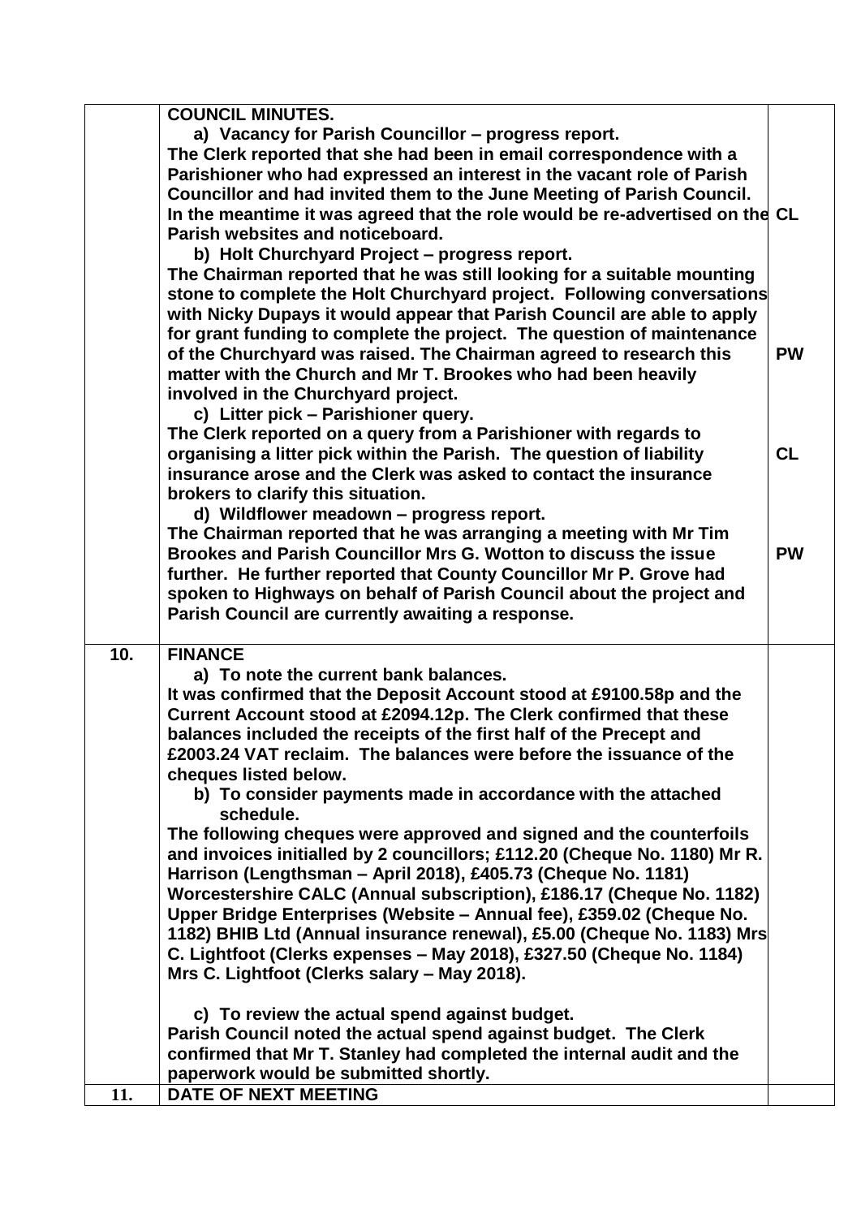| | | |
|---|---|---|
| | **COUNCIL MINUTES.**<br>**a) Vacancy for Parish Councillor – progress report.**<br>**The Clerk reported that she had been in email correspondence with a Parishioner who had expressed an interest in the vacant role of Parish Councillor and had invited them to the June Meeting of Parish Council. In the meantime it was agreed that the role would be re-advertised on the Parish websites and noticeboard.**<br>**b) Holt Churchyard Project – progress report.**<br>**The Chairman reported that he was still looking for a suitable mounting stone to complete the Holt Churchyard project. Following conversations with Nicky Dupays it would appear that Parish Council are able to apply for grant funding to complete the project. The question of maintenance of the Churchyard was raised. The Chairman agreed to research this matter with the Church and Mr T. Brookes who had been heavily involved in the Churchyard project.**<br>**c) Litter pick – Parishioner query.**<br>**The Clerk reported on a query from a Parishioner with regards to organising a litter pick within the Parish. The question of liability insurance arose and the Clerk was asked to contact the insurance brokers to clarify this situation.**<br>**d) Wildflower meadown – progress report.**<br>**The Chairman reported that he was arranging a meeting with Mr Tim Brookes and Parish Councillor Mrs G. Wotton to discuss the issue further. He further reported that County Councillor Mr P. Grove had spoken to Highways on behalf of Parish Council about the project and Parish Council are currently awaiting a response.** | **CL**<br><br>**PW**<br><br>**CL**<br><br>**PW** |
| **10.** | **FINANCE**<br>**a) To note the current bank balances.**<br>**It was confirmed that the Deposit Account stood at £9100.58p and the Current Account stood at £2094.12p. The Clerk confirmed that these balances included the receipts of the first half of the Precept and £2003.24 VAT reclaim. The balances were before the issuance of the cheques listed below.**<br>**b) To consider payments made in accordance with the attached schedule.**<br>**The following cheques were approved and signed and the counterfoils and invoices initialled by 2 councillors; £112.20 (Cheque No. 1180) Mr R. Harrison (Lengthsman – April 2018), £405.73 (Cheque No. 1181) Worcestershire CALC (Annual subscription), £186.17 (Cheque No. 1182) Upper Bridge Enterprises (Website – Annual fee), £359.02 (Cheque No. 1182) BHIB Ltd (Annual insurance renewal), £5.00 (Cheque No. 1183) Mrs C. Lightfoot (Clerks expenses – May 2018), £327.50 (Cheque No. 1184) Mrs C. Lightfoot (Clerks salary – May 2018).**<br><br>**c) To review the actual spend against budget.**<br>**Parish Council noted the actual spend against budget. The Clerk confirmed that Mr T. Stanley had completed the internal audit and the paperwork would be submitted shortly.** | |
| **11.** | **DATE OF NEXT MEETING** | |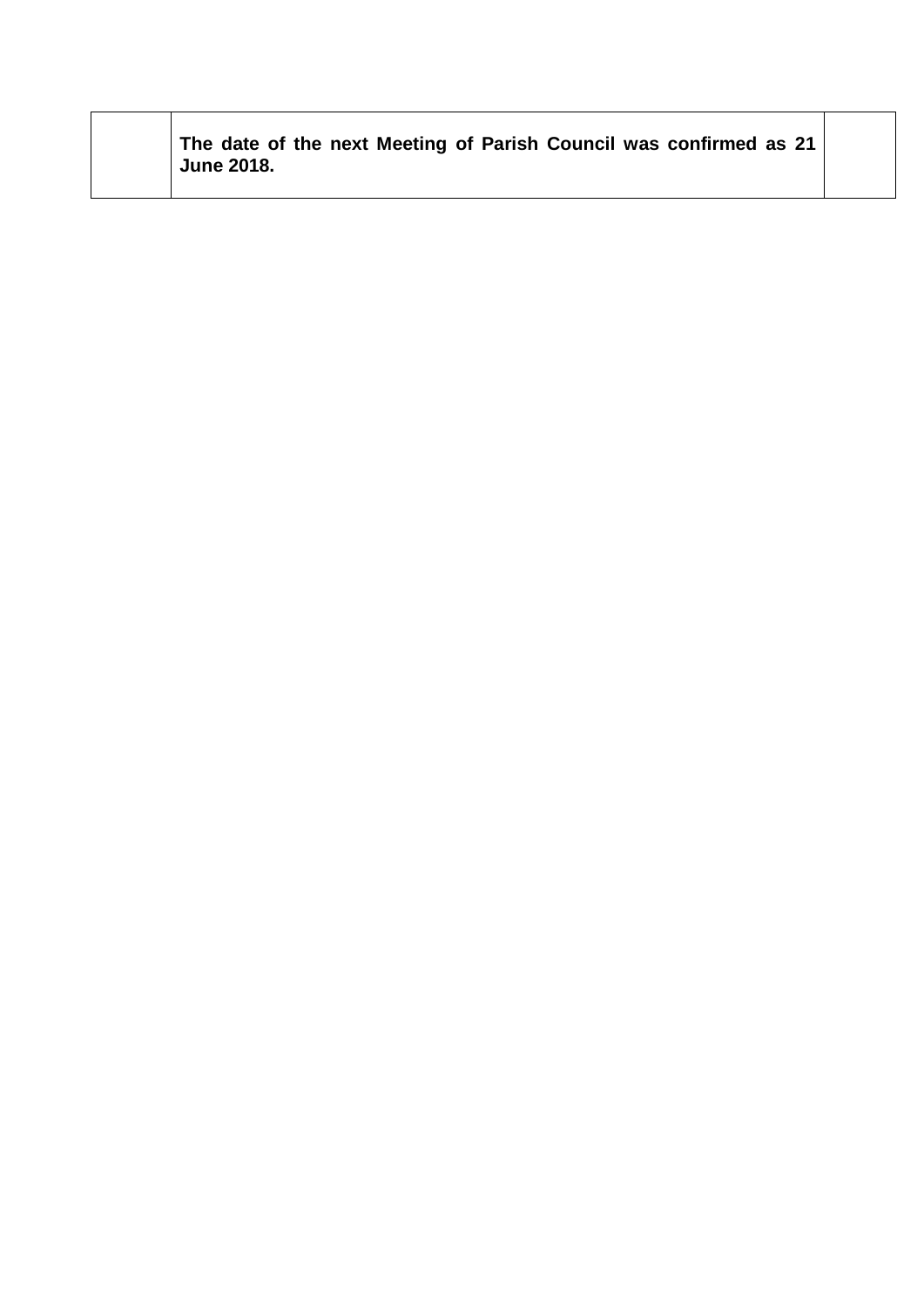| | | |
|---|---|---|
| | **The date of the next Meeting of Parish Council was confirmed as 21 June 2018.** | |